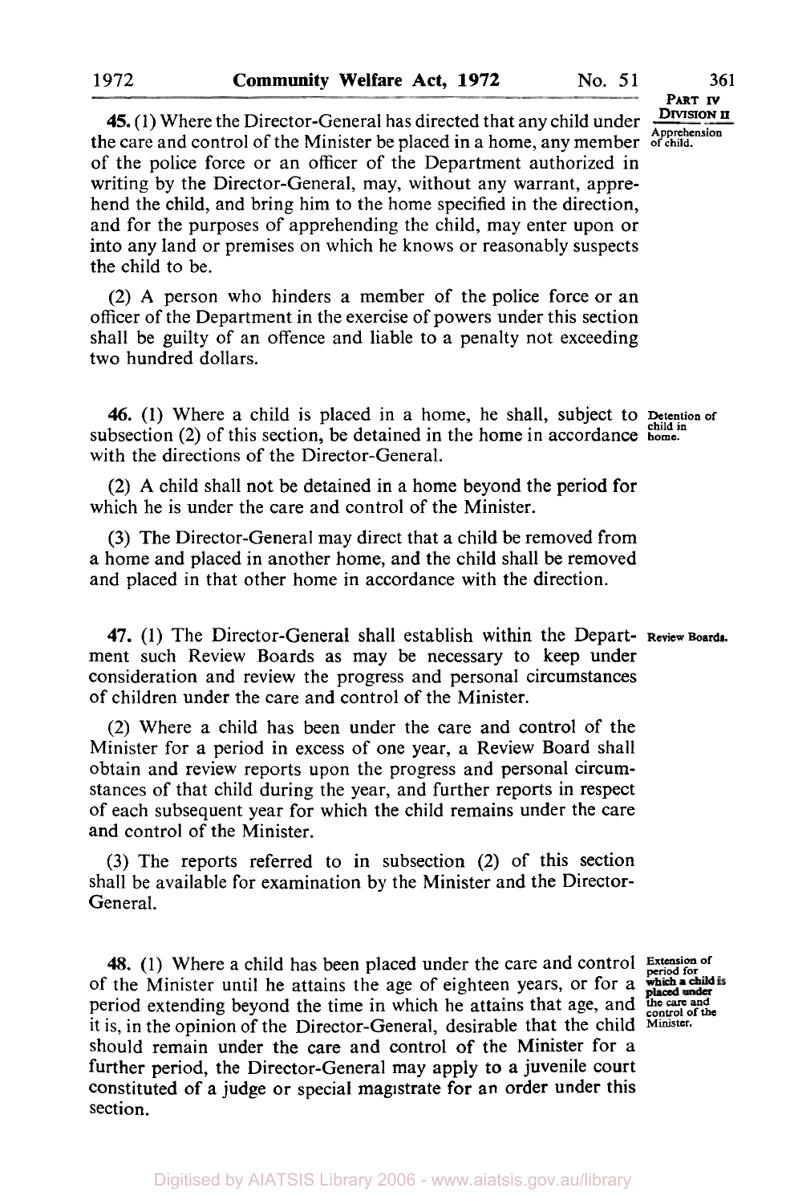PART IV
DIVISION II

**45.** (1) Where the Director-General has directed that any child under the care and control of the Minister be placed in a home, any member of the police force or an officer of the Department authorized in writing by the Director-General, may, without any warrant, apprehend the child, and bring him to the home specified in the direction, and for the purposes of apprehending the child, may enter upon or into any land or premises on which he knows or reasonably suspects the child to be.

Apprehension of child.

(2) A person who hinders a member of the police force or an officer of the Department in the exercise of powers under this section shall be guilty of an offence and liable to a penalty not exceeding two hundred dollars.

**46.** (1) Where a child is placed in a home, he shall, subject to subsection (2) of this section, be detained in the home in accordance with the directions of the Director-General.

Detention of child in home.

(2) A child shall not be detained in a home beyond the period for which he is under the care and control of the Minister.

(3) The Director-General may direct that a child be removed from a home and placed in another home, and the child shall be removed and placed in that other home in accordance with the direction.

**47.** (1) The Director-General shall establish within the Department such Review Boards as may be necessary to keep under consideration and review the progress and personal circumstances of children under the care and control of the Minister.

Review Boards.

(2) Where a child has been under the care and control of the Minister for a period in excess of one year, a Review Board shall obtain and review reports upon the progress and personal circumstances of that child during the year, and further reports in respect of each subsequent year for which the child remains under the care and control of the Minister.

(3) The reports referred to in subsection (2) of this section shall be available for examination by the Minister and the Director-General.

**48.** (1) Where a child has been placed under the care and control of the Minister until he attains the age of eighteen years, or for a period extending beyond the time in which he attains that age, and it is, in the opinion of the Director-General, desirable that the child should remain under the care and control of the Minister for a further period, the Director-General may apply to a juvenile court constituted of a judge or special magistrate for an order under this section.

Extension of period for which a child is placed under the care and control of the Minister.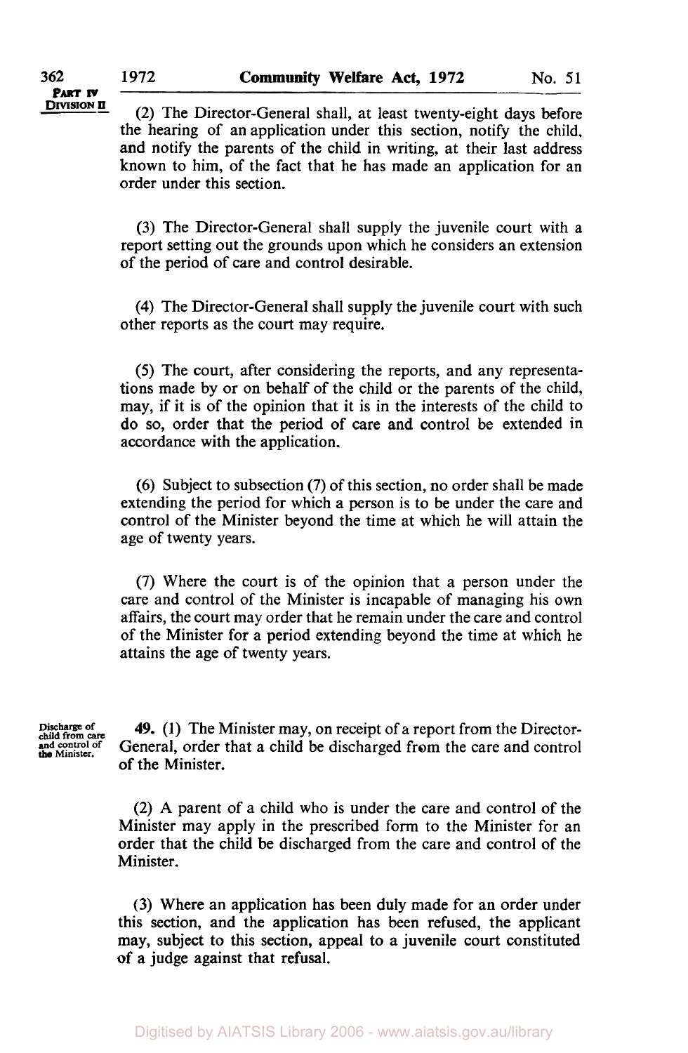(2) The Director-General shall, at least twenty-eight days before the hearing of an application under this section, notify the child, and notify the parents of the child in writing, at their last address known to him, of the fact that he has made an application for an order under this section.

(3) The Director-General shall supply the juvenile court with a report setting out the grounds upon which he considers an extension of the period of care and control desirable.

(4) The Director-General shall supply the juvenile court with such other reports as the court may require.

(5) The court, after considering the reports, and any representations made by or on behalf of the child or the parents of the child, may, if it is of the opinion that it is in the interests of the child to do so, order that the period of care and control be extended in accordance with the application.

(6) Subject to subsection (7) of this section, no order shall be made extending the period for which a person is to be under the care and control of the Minister beyond the time at which he will attain the age of twenty years.

(7) Where the court is of the opinion that a person under the care and control of the Minister is incapable of managing his own affairs, the court may order that he remain under the care and control of the Minister for a period extending beyond the time at which he attains the age of twenty years.

**Discharge of child from care and control of the Minister.**

**49.** (1) The Minister may, on receipt of a report from the Director-General, order that a child be discharged from the care and control of the Minister.

(2) A parent of a child who is under the care and control of the Minister may apply in the prescribed form to the Minister for an order that the child be discharged from the care and control of the Minister.

(3) Where an application has been duly made for an order under this section, and the application has been refused, the applicant may, subject to this section, appeal to a juvenile court constituted of a judge against that refusal.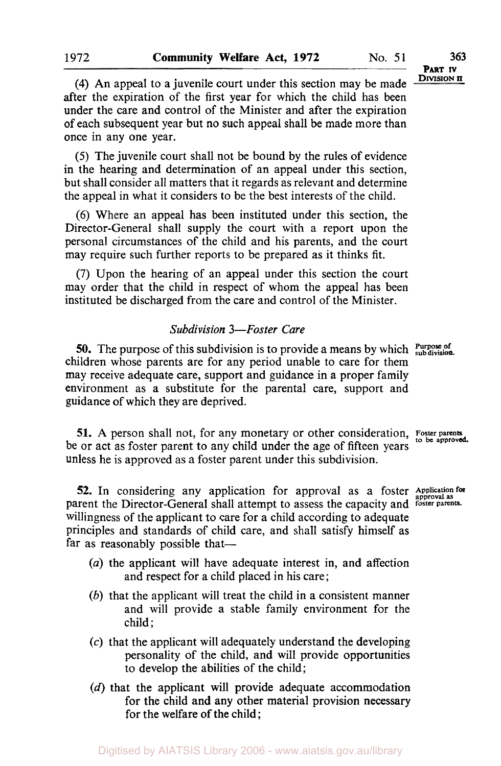(4) An appeal to a juvenile court under this section may be made after the expiration of the first year for which the child has been under the care and control of the Minister and after the expiration of each subsequent year but no such appeal shall be made more than once in any one year.

(5) The juvenile court shall not be bound by the rules of evidence in the hearing and determination of an appeal under this section, but shall consider all matters that it regards as relevant and determine the appeal in what it considers to be the best interests of the child.

(6) Where an appeal has been instituted under this section, the Director-General shall supply the court with a report upon the personal circumstances of the child and his parents, and the court may require such further reports to be prepared as it thinks fit.

(7) Upon the hearing of an appeal under this section the court may order that the child in respect of whom the appeal has been instituted be discharged from the care and control of the Minister.

### *Subdivision 3—Foster Care*

**50.** The purpose of this subdivision is to provide a means by which children whose parents are for any period unable to care for them may receive adequate care, support and guidance in a proper family environment as a substitute for the parental care, support and guidance of which they are deprived.

*Purpose of subdivision.*

**51.** A person shall not, for any monetary or other consideration, be or act as foster parent to any child under the age of fifteen years unless he is approved as a foster parent under this subdivision.

*Foster parents to be approved.*

**52.** In considering any application for approval as a foster parent the Director-General shall attempt to assess the capacity and willingness of the applicant to care for a child according to adequate principles and standards of child care, and shall satisfy himself as far as reasonably possible that—

*Application for approval as foster parents.*

(*a*) the applicant will have adequate interest in, and affection and respect for a child placed in his care;

(*b*) that the applicant will treat the child in a consistent manner and will provide a stable family environment for the child;

(*c*) that the applicant will adequately understand the developing personality of the child, and will provide opportunities to develop the abilities of the child;

(*d*) that the applicant will provide adequate accommodation for the child and any other material provision necessary for the welfare of the child;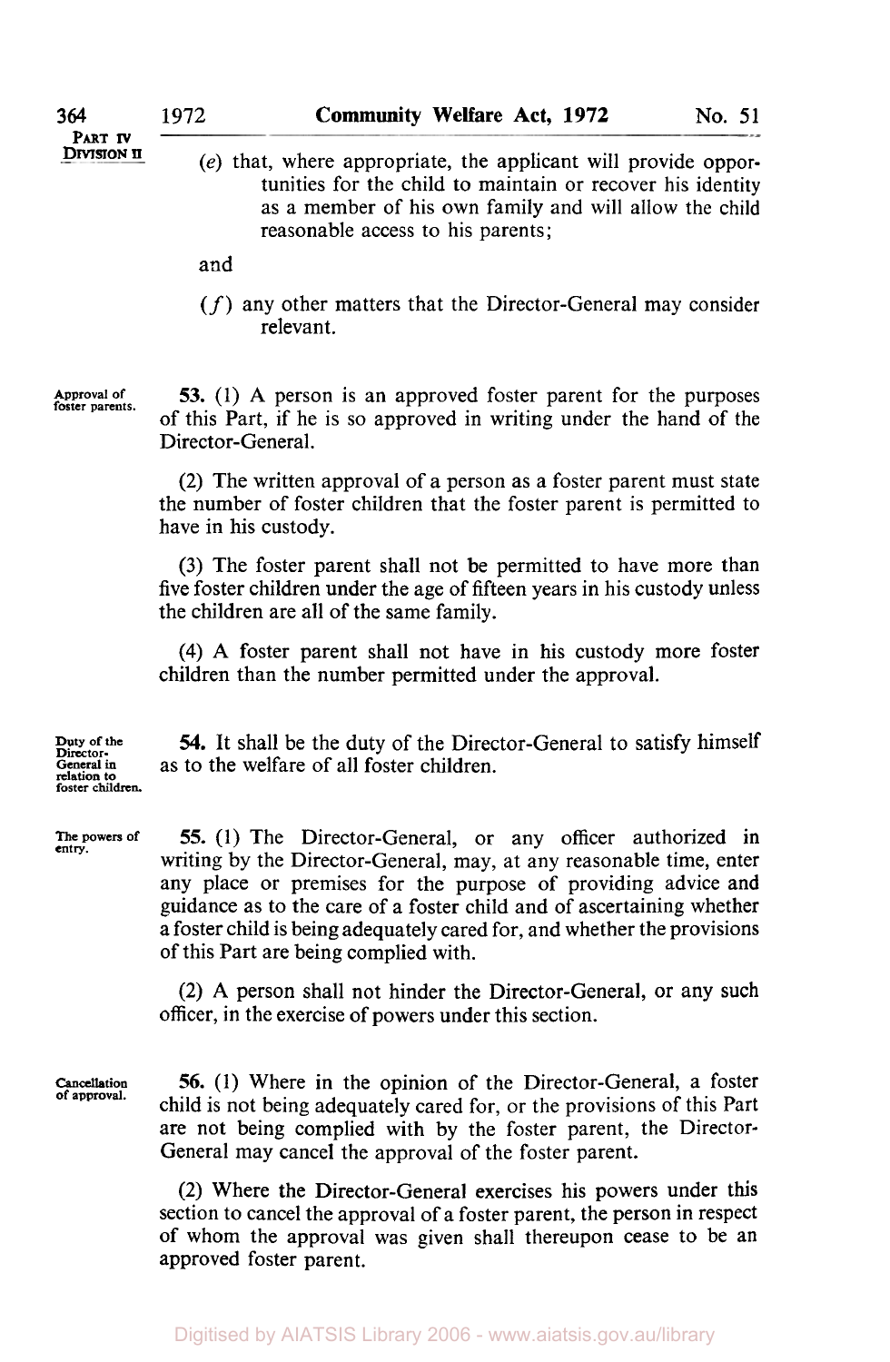(*e*) that, where appropriate, the applicant will provide opportunities for the child to maintain or recover his identity as a member of his own family and will allow the child reasonable access to his parents;

and

(*f*) any other matters that the Director-General may consider relevant.

Approval of foster parents.

**53.** (1) A person is an approved foster parent for the purposes of this Part, if he is so approved in writing under the hand of the Director-General.

(2) The written approval of a person as a foster parent must state the number of foster children that the foster parent is permitted to have in his custody.

(3) The foster parent shall not be permitted to have more than five foster children under the age of fifteen years in his custody unless the children are all of the same family.

(4) A foster parent shall not have in his custody more foster children than the number permitted under the approval.

Duty of the Director-General in relation to foster children.

**54.** It shall be the duty of the Director-General to satisfy himself as to the welfare of all foster children.

The powers of entry.

**55.** (1) The Director-General, or any officer authorized in writing by the Director-General, may, at any reasonable time, enter any place or premises for the purpose of providing advice and guidance as to the care of a foster child and of ascertaining whether a foster child is being adequately cared for, and whether the provisions of this Part are being complied with.

(2) A person shall not hinder the Director-General, or any such officer, in the exercise of powers under this section.

Cancellation of approval.

**56.** (1) Where in the opinion of the Director-General, a foster child is not being adequately cared for, or the provisions of this Part are not being complied with by the foster parent, the Director-General may cancel the approval of the foster parent.

(2) Where the Director-General exercises his powers under this section to cancel the approval of a foster parent, the person in respect of whom the approval was given shall thereupon cease to be an approved foster parent.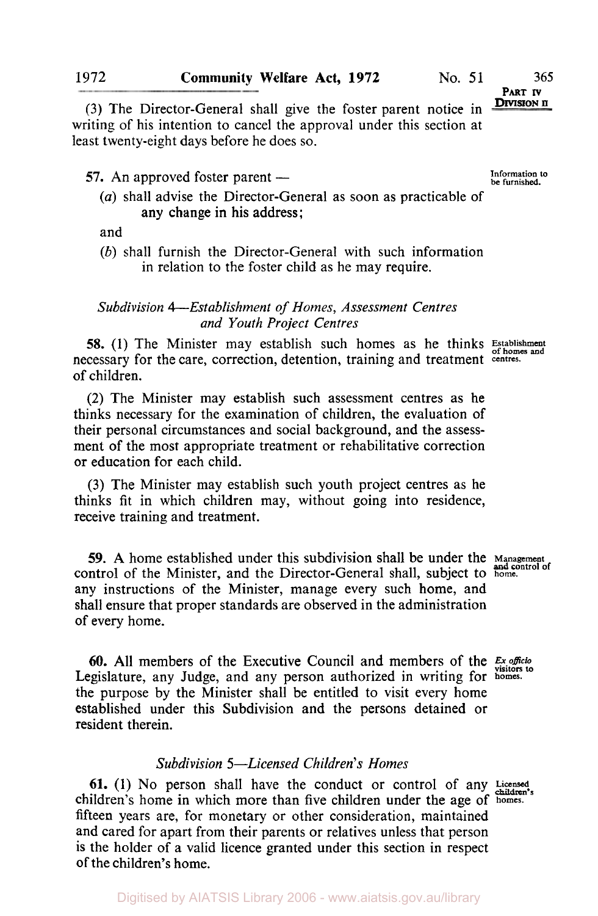(3) The Director-General shall give the foster parent notice in writing of his intention to cancel the approval under this section at least twenty-eight days before he does so.

**57.** An approved foster parent —

*Information to be furnished.*

(*a*) shall advise the Director-General as soon as practicable of any change in his address;

and

(*b*) shall furnish the Director-General with such information in relation to the foster child as he may require.

### *Subdivision 4—Establishment of Homes, Assessment Centres and Youth Project Centres*

**58.** (1) The Minister may establish such homes as he thinks necessary for the care, correction, detention, training and treatment of children.

*Establishment of homes and centres.*

(2) The Minister may establish such assessment centres as he thinks necessary for the examination of children, the evaluation of their personal circumstances and social background, and the assessment of the most appropriate treatment or rehabilitative correction or education for each child.

(3) The Minister may establish such youth project centres as he thinks fit in which children may, without going into residence, receive training and treatment.

**59.** A home established under this subdivision shall be under the control of the Minister, and the Director-General shall, subject to any instructions of the Minister, manage every such home, and shall ensure that proper standards are observed in the administration of every home.

*Management and control of home.*

**60.** All members of the Executive Council and members of the Legislature, any Judge, and any person authorized in writing for the purpose by the Minister shall be entitled to visit every home established under this Subdivision and the persons detained or resident therein.

*Ex officio visitors to homes.*

### *Subdivision 5—Licensed Children's Homes*

**61.** (1) No person shall have the conduct or control of any children's home in which more than five children under the age of fifteen years are, for monetary or other consideration, maintained and cared for apart from their parents or relatives unless that person is the holder of a valid licence granted under this section in respect of the children's home.

*Licensed children's homes.*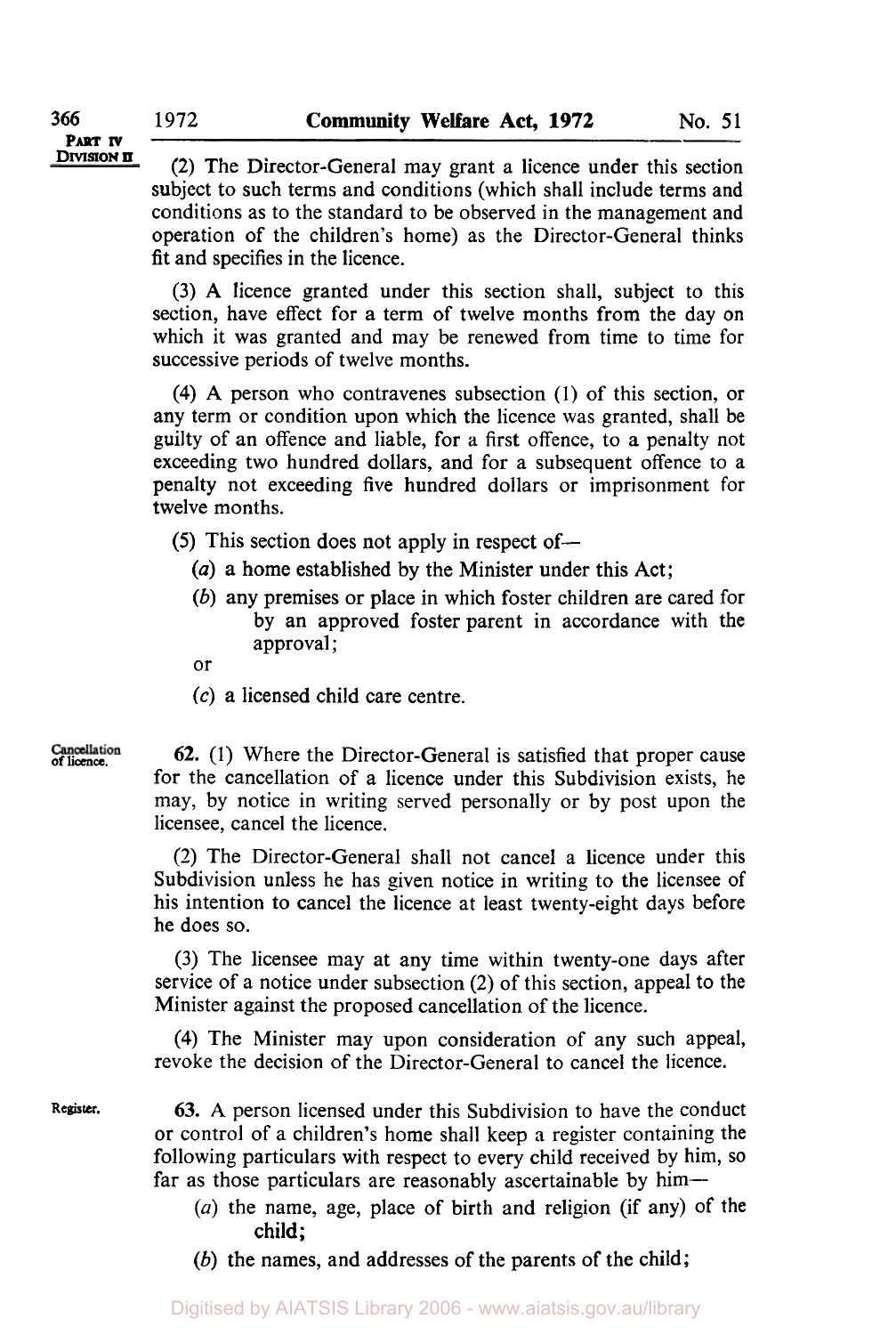(2) The Director-General may grant a licence under this section subject to such terms and conditions (which shall include terms and conditions as to the standard to be observed in the management and operation of the children's home) as the Director-General thinks fit and specifies in the licence.

(3) A licence granted under this section shall, subject to this section, have effect for a term of twelve months from the day on which it was granted and may be renewed from time to time for successive periods of twelve months.

(4) A person who contravenes subsection (1) of this section, or any term or condition upon which the licence was granted, shall be guilty of an offence and liable, for a first offence, to a penalty not exceeding two hundred dollars, and for a subsequent offence to a penalty not exceeding five hundred dollars or imprisonment for twelve months.

(5) This section does not apply in respect of—

(*a*) a home established by the Minister under this Act;

(*b*) any premises or place in which foster children are cared for by an approved foster parent in accordance with the approval;

or

(*c*) a licensed child care centre.

Cancellation of licence.

**62.** (1) Where the Director-General is satisfied that proper cause for the cancellation of a licence under this Subdivision exists, he may, by notice in writing served personally or by post upon the licensee, cancel the licence.

(2) The Director-General shall not cancel a licence under this Subdivision unless he has given notice in writing to the licensee of his intention to cancel the licence at least twenty-eight days before he does so.

(3) The licensee may at any time within twenty-one days after service of a notice under subsection (2) of this section, appeal to the Minister against the proposed cancellation of the licence.

(4) The Minister may upon consideration of any such appeal, revoke the decision of the Director-General to cancel the licence.

Register.

**63.** A person licensed under this Subdivision to have the conduct or control of a children's home shall keep a register containing the following particulars with respect to every child received by him, so far as those particulars are reasonably ascertainable by him—

(*a*) the name, age, place of birth and religion (if any) of the child;

(*b*) the names, and addresses of the parents of the child;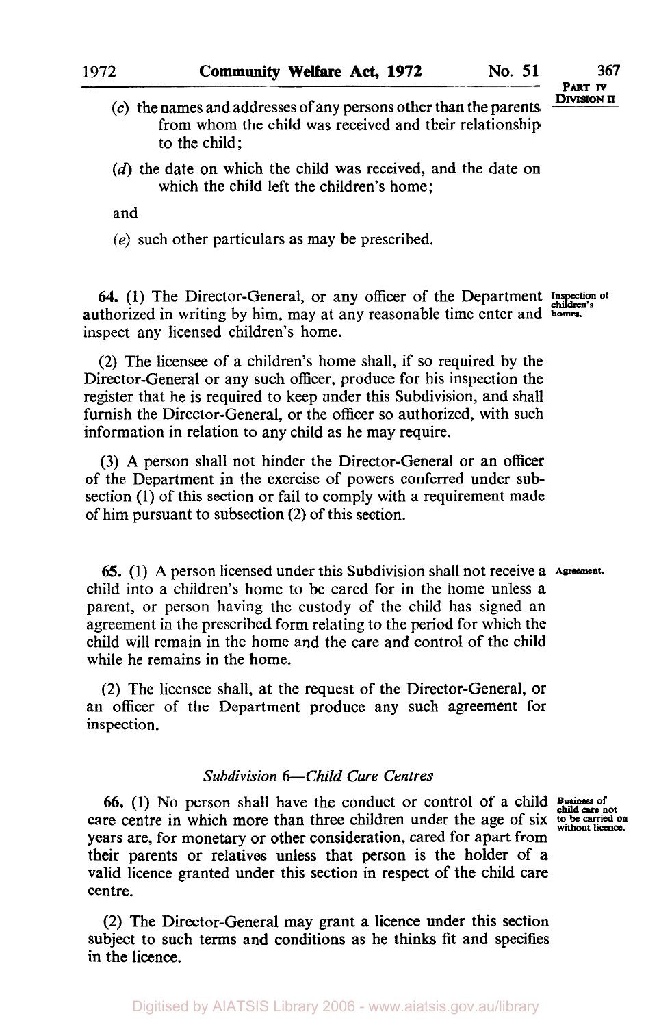(c) the names and addresses of any persons other than the parents from whom the child was received and their relationship to the child;

(d) the date on which the child was received, and the date on which the child left the children's home;

and

(e) such other particulars as may be prescribed.

**64.** (1) The Director-General, or any officer of the Department authorized in writing by him, may at any reasonable time enter and inspect any licensed children's home.

Inspection of children's homes.

(2) The licensee of a children's home shall, if so required by the Director-General or any such officer, produce for his inspection the register that he is required to keep under this Subdivision, and shall furnish the Director-General, or the officer so authorized, with such information in relation to any child as he may require.

(3) A person shall not hinder the Director-General or an officer of the Department in the exercise of powers conferred under subsection (1) of this section or fail to comply with a requirement made of him pursuant to subsection (2) of this section.

**65.** (1) A person licensed under this Subdivision shall not receive a child into a children's home to be cared for in the home unless a parent, or person having the custody of the child has signed an agreement in the prescribed form relating to the period for which the child will remain in the home and the care and control of the child while he remains in the home.

Agreement.

(2) The licensee shall, at the request of the Director-General, or an officer of the Department produce any such agreement for inspection.

### *Subdivision 6—Child Care Centres*

**66.** (1) No person shall have the conduct or control of a child care centre in which more than three children under the age of six years are, for monetary or other consideration, cared for apart from their parents or relatives unless that person is the holder of a valid licence granted under this section in respect of the child care centre.

Business of child care not to be carried on without licence.

(2) The Director-General may grant a licence under this section subject to such terms and conditions as he thinks fit and specifies in the licence.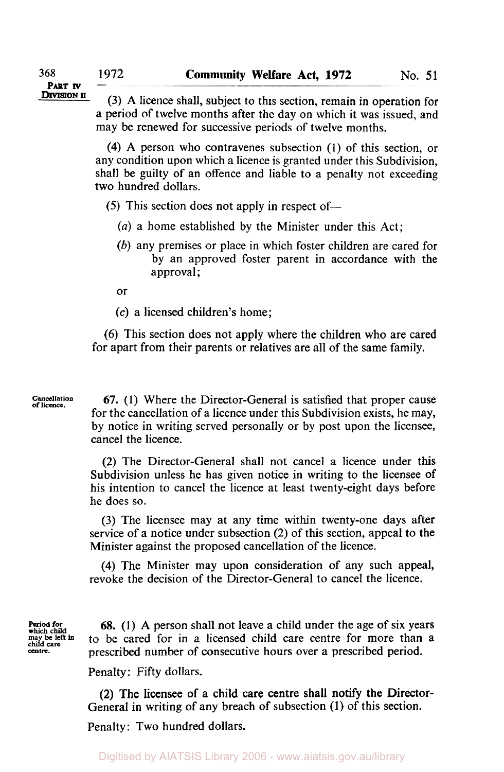(3) A licence shall, subject to this section, remain in operation for a period of twelve months after the day on which it was issued, and may be renewed for successive periods of twelve months.

(4) A person who contravenes subsection (1) of this section, or any condition upon which a licence is granted under this Subdivision, shall be guilty of an offence and liable to a penalty not exceeding two hundred dollars.

(5) This section does not apply in respect of—

(*a*) a home established by the Minister under this Act;

(*b*) any premises or place in which foster children are cared for by an approved foster parent in accordance with the approval;

or

(*c*) a licensed children's home;

(6) This section does not apply where the children who are cared for apart from their parents or relatives are all of the same family.

Cancellation of licence.

**67.** (1) Where the Director-General is satisfied that proper cause for the cancellation of a licence under this Subdivision exists, he may, by notice in writing served personally or by post upon the licensee, cancel the licence.

(2) The Director-General shall not cancel a licence under this Subdivision unless he has given notice in writing to the licensee of his intention to cancel the licence at least twenty-eight days before he does so.

(3) The licensee may at any time within twenty-one days after service of a notice under subsection (2) of this section, appeal to the Minister against the proposed cancellation of the licence.

(4) The Minister may upon consideration of any such appeal, revoke the decision of the Director-General to cancel the licence.

Period for which child may be left in child care centre.

**68.** (1) A person shall not leave a child under the age of six years to be cared for in a licensed child care centre for more than a prescribed number of consecutive hours over a prescribed period.

Penalty: Fifty dollars.

(2) The licensee of a child care centre shall notify the Director-General in writing of any breach of subsection (1) of this section.

Penalty: Two hundred dollars.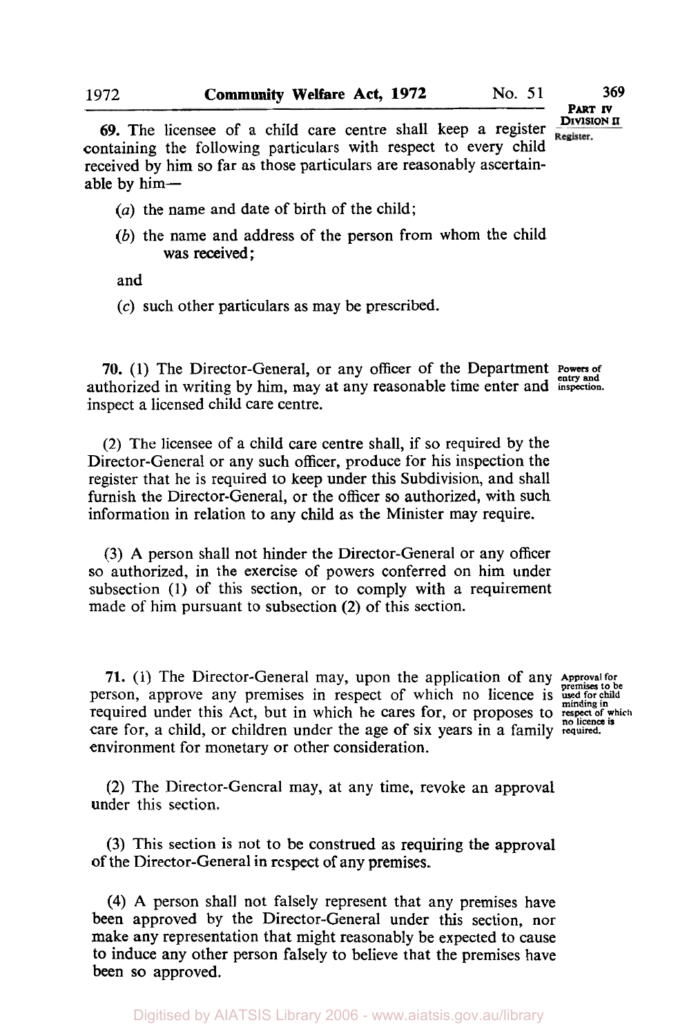**69.** The licensee of a child care centre shall keep a register containing the following particulars with respect to every child received by him so far as those particulars are reasonably ascertainable by him—

Register.

(*a*) the name and date of birth of the child;

(*b*) the name and address of the person from whom the child was received;

and

(*c*) such other particulars as may be prescribed.

**70.** (1) The Director-General, or any officer of the Department authorized in writing by him, may at any reasonable time enter and inspect a licensed child care centre.

Powers of entry and inspection.

(2) The licensee of a child care centre shall, if so required by the Director-General or any such officer, produce for his inspection the register that he is required to keep under this Subdivision, and shall furnish the Director-General, or the officer so authorized, with such information in relation to any child as the Minister may require.

(3) A person shall not hinder the Director-General or any officer so authorized, in the exercise of powers conferred on him under subsection (1) of this section, or to comply with a requirement made of him pursuant to subsection (2) of this section.

**71.** (1) The Director-General may, upon the application of any person, approve any premises in respect of which no licence is required under this Act, but in which he cares for, or proposes to care for, a child, or children under the age of six years in a family environment for monetary or other consideration.

Approval for premises to be used for child minding in respect of which no licence is required.

(2) The Director-General may, at any time, revoke an approval under this section.

(3) This section is not to be construed as requiring the approval of the Director-General in respect of any premises.

(4) A person shall not falsely represent that any premises have been approved by the Director-General under this section, nor make any representation that might reasonably be expected to cause to induce any other person falsely to believe that the premises have been so approved.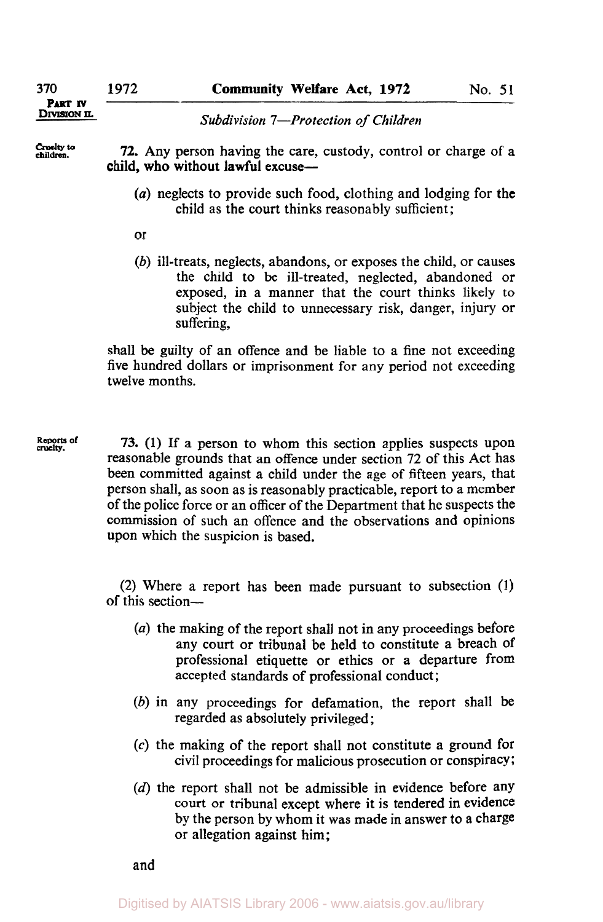*Subdivision 7—Protection of Children*

Cruelty to children.

**72.** Any person having the care, custody, control or charge of a child, who without lawful excuse—

(*a*) neglects to provide such food, clothing and lodging for the child as the court thinks reasonably sufficient;

or

(*b*) ill-treats, neglects, abandons, or exposes the child, or causes the child to be ill-treated, neglected, abandoned or exposed, in a manner that the court thinks likely to subject the child to unnecessary risk, danger, injury or suffering,

shall be guilty of an offence and be liable to a fine not exceeding five hundred dollars or imprisonment for any period not exceeding twelve months.

Reports of cruelty.

**73.** (1) If a person to whom this section applies suspects upon reasonable grounds that an offence under section 72 of this Act has been committed against a child under the age of fifteen years, that person shall, as soon as is reasonably practicable, report to a member of the police force or an officer of the Department that he suspects the commission of such an offence and the observations and opinions upon which the suspicion is based.

(2) Where a report has been made pursuant to subsection (1) of this section—

(*a*) the making of the report shall not in any proceedings before any court or tribunal be held to constitute a breach of professional etiquette or ethics or a departure from accepted standards of professional conduct;

(*b*) in any proceedings for defamation, the report shall be regarded as absolutely privileged;

(*c*) the making of the report shall not constitute a ground for civil proceedings for malicious prosecution or conspiracy;

(*d*) the report shall not be admissible in evidence before any court or tribunal except where it is tendered in evidence by the person by whom it was made in answer to a charge or allegation against him;

and